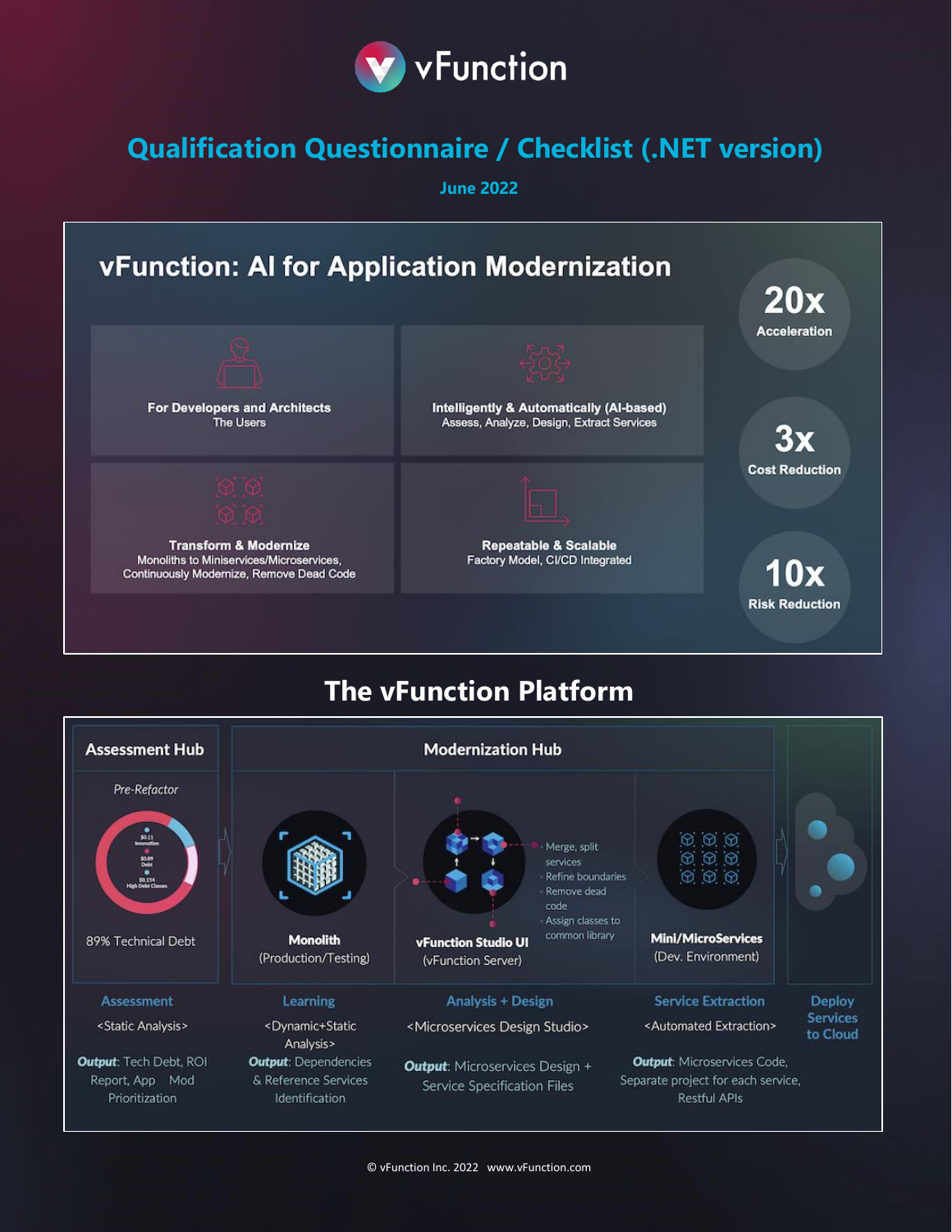# vFunction

## Qualification Questionnaire / Checklist (.NET version)

**June 2022**

## vFunction: AI for Application Modernization

**For Developers and Architects**
The Users

**Intelligently & Automatically (AI-based)**
Assess, Analyze, Design, Extract Services

**Transform & Modernize**
Monoliths to Miniservices/Microservices, Continuously Modernize, Remove Dead Code

**Repeatable & Scalable**
Factory Model, CI/CD Integrated

**20x** Acceleration

**3x** Cost Reduction

**10x** Risk Reduction

## The vFunction Platform

**Assessment Hub**

*Pre-Refactor*

89% Technical Debt

**Modernization Hub**

**Monolith** (Production/Testing)

**vFunction Studio UI** (vFunction Server)

- Merge, split services
- Refine boundaries
- Remove dead code
- Assign classes to common library

**Mini/MicroServices** (Dev. Environment)

**Assessment**
<Static Analysis>
***Output***: Tech Debt, ROI Report, App Mod Prioritization

**Learning**
<Dynamic+Static Analysis>
***Output***: Dependencies & Reference Services Identification

**Analysis + Design**
<Microservices Design Studio>
***Output***: Microservices Design + Service Specification Files

**Service Extraction**
<Automated Extraction>
***Output***: Microservices Code, Separate project for each service, Restful APIs

**Deploy Services to Cloud**

© vFunction Inc. 2022 www.vFunction.com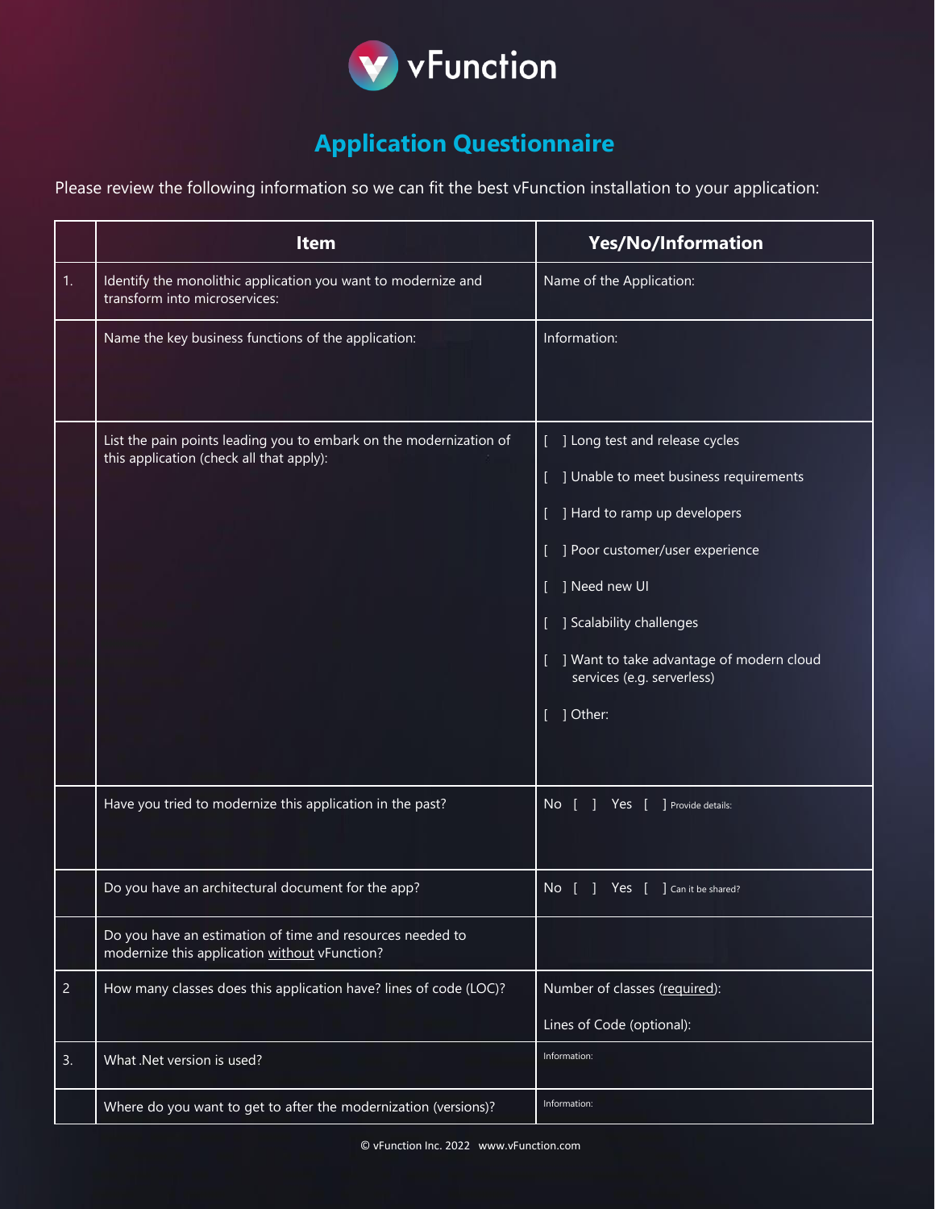vFunction

# Application Questionnaire

Please review the following information so we can fit the best vFunction installation to your application:

| | Item | Yes/No/Information |
|---|---|---|
| 1. | Identify the monolithic application you want to modernize and transform into microservices: | Name of the Application: |
| | Name the key business functions of the application: | Information: |
| | List the pain points leading you to embark on the modernization of this application (check all that apply): | [ ] Long test and release cycles<br>[ ] Unable to meet business requirements<br>[ ] Hard to ramp up developers<br>[ ] Poor customer/user experience<br>[ ] Need new UI<br>[ ] Scalability challenges<br>[ ] Want to take advantage of modern cloud services (e.g. serverless)<br>[ ] Other: |
| | Have you tried to modernize this application in the past? | No [ ] Yes [ ] Provide details: |
| | Do you have an architectural document for the app? | No [ ] Yes [ ] Can it be shared? |
| | Do you have an estimation of time and resources needed to modernize this application <u>without</u> vFunction? | |
| 2 | How many classes does this application have? lines of code (LOC)? | Number of classes (<u>required</u>):<br>Lines of Code (optional): |
| 3. | What .Net version is used? | Information: |
| | Where do you want to get to after the modernization (versions)? | Information: |

© vFunction Inc. 2022 www.vFunction.com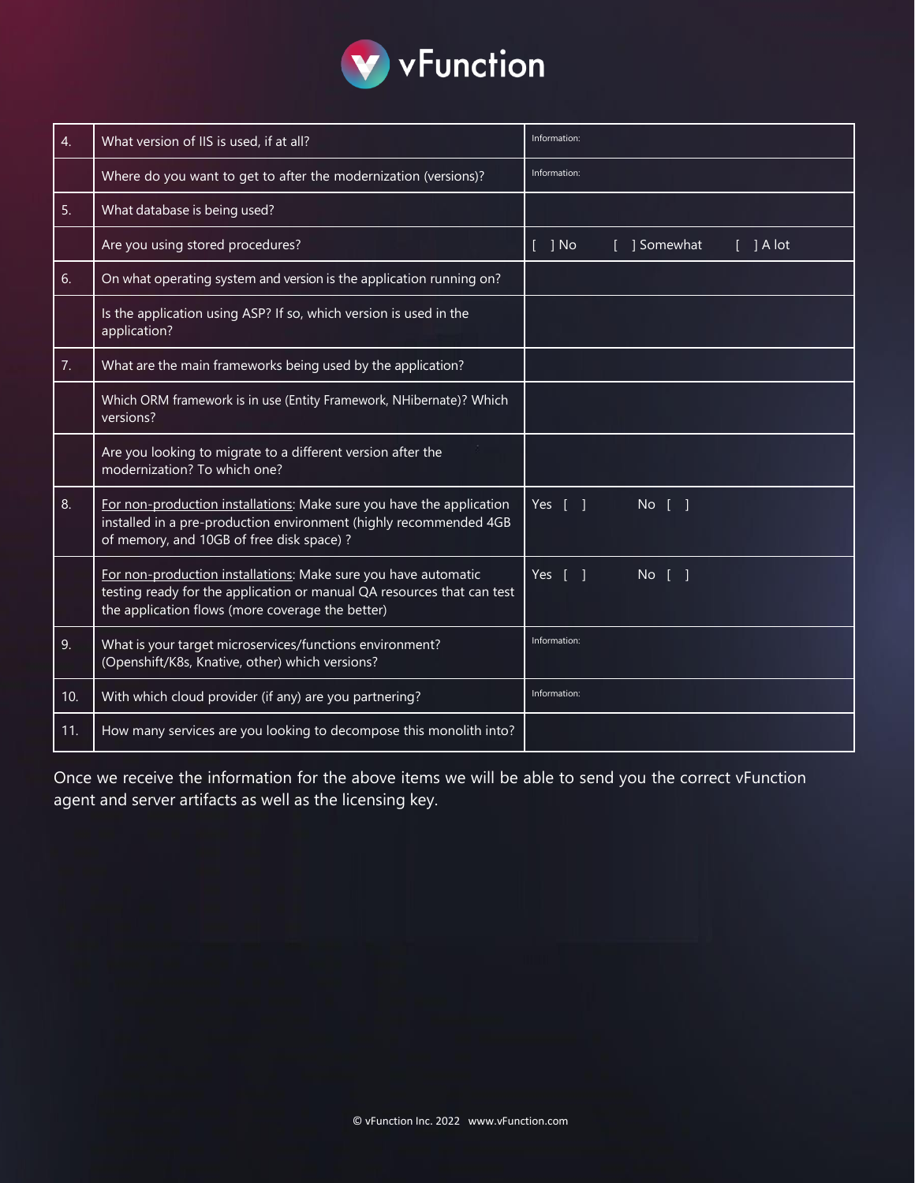| | | |
|---|---|---|
| 4. | What version of IIS is used, if at all? | Information: |
| | Where do you want to get to after the modernization (versions)? | Information: |
| 5. | What database is being used? | |
| | Are you using stored procedures? | [ ] No [ ] Somewhat [ ] A lot |
| 6. | On what operating system and version is the application running on? | |
| | Is the application using ASP? If so, which version is used in the application? | |
| 7. | What are the main frameworks being used by the application? | |
| | Which ORM framework is in use (Entity Framework, NHibernate)? Which versions? | |
| | Are you looking to migrate to a different version after the modernization? To which one? | |
| 8. | <u>For non-production installations</u>: Make sure you have the application installed in a pre-production environment (highly recommended 4GB of memory, and 10GB of free disk space) ? | Yes [ ] No [ ] |
| | <u>For non-production installations</u>: Make sure you have automatic testing ready for the application or manual QA resources that can test the application flows (more coverage the better) | Yes [ ] No [ ] |
| 9. | What is your target microservices/functions environment? (Openshift/K8s, Knative, other) which versions? | Information: |
| 10. | With which cloud provider (if any) are you partnering? | Information: |
| 11. | How many services are you looking to decompose this monolith into? | |

Once we receive the information for the above items we will be able to send you the correct vFunction agent and server artifacts as well as the licensing key.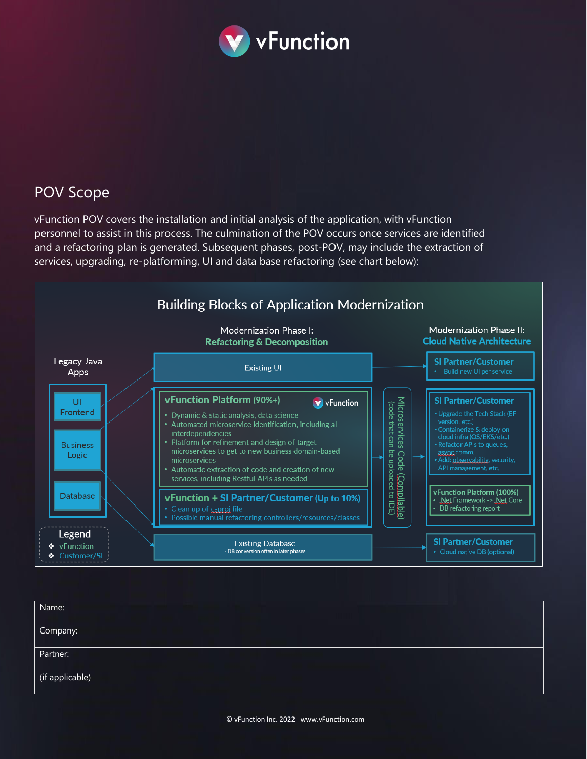## POV Scope

vFunction POV covers the installation and initial analysis of the application, with vFunction personnel to assist in this process. The culmination of the POV occurs once services are identified and a refactoring plan is generated. Subsequent phases, post-POV, may include the extraction of services, upgrading, re-platforming, UI and data base refactoring (see chart below):

### Building Blocks of Application Modernization

**Legacy Java Apps**
- UI Frontend
- Business Logic
- Database

**Modernization Phase I: Refactoring & Decomposition**

Existing UI

**vFunction Platform (90%+)**
- Dynamic & static analysis, data science
- Automated microservice identification, including all interdependencies
- Platform for refinement and design of target microservices to get to new business domain-based microservices
- Automatic extraction of code and creation of new services, including Restful APIs as needed

**vFunction + SI Partner/Customer (Up to 10%)**
- Clean up of csproj file
- Possible manual refactoring controllers/resources/classes

Existing Database
- DB conversion often in later phases

Microservices Code (Compilable) (code that can be uploaded to IDE)

**Modernization Phase II: Cloud Native Architecture**

**SI Partner/Customer**
- Build new UI per service

**SI Partner/Customer**
- Upgrade the Tech Stack (EF version, etc.)
- Containerize & deploy on cloud infra (OS/EKS/etc.)
- Refactor APIs to queues, async comm.
- Add: observability, security, API management, etc.

**vFunction Platform (100%)**
- .Net Framework -> .Net Core
- DB refactoring report

**SI Partner/Customer**
- Cloud native DB (optional)

**Legend**
- vFunction
- Customer/SI

| Name: | |
|---|---|
| Company: | |
| Partner:<br><br>(if applicable) | |

© vFunction Inc. 2022 www.vFunction.com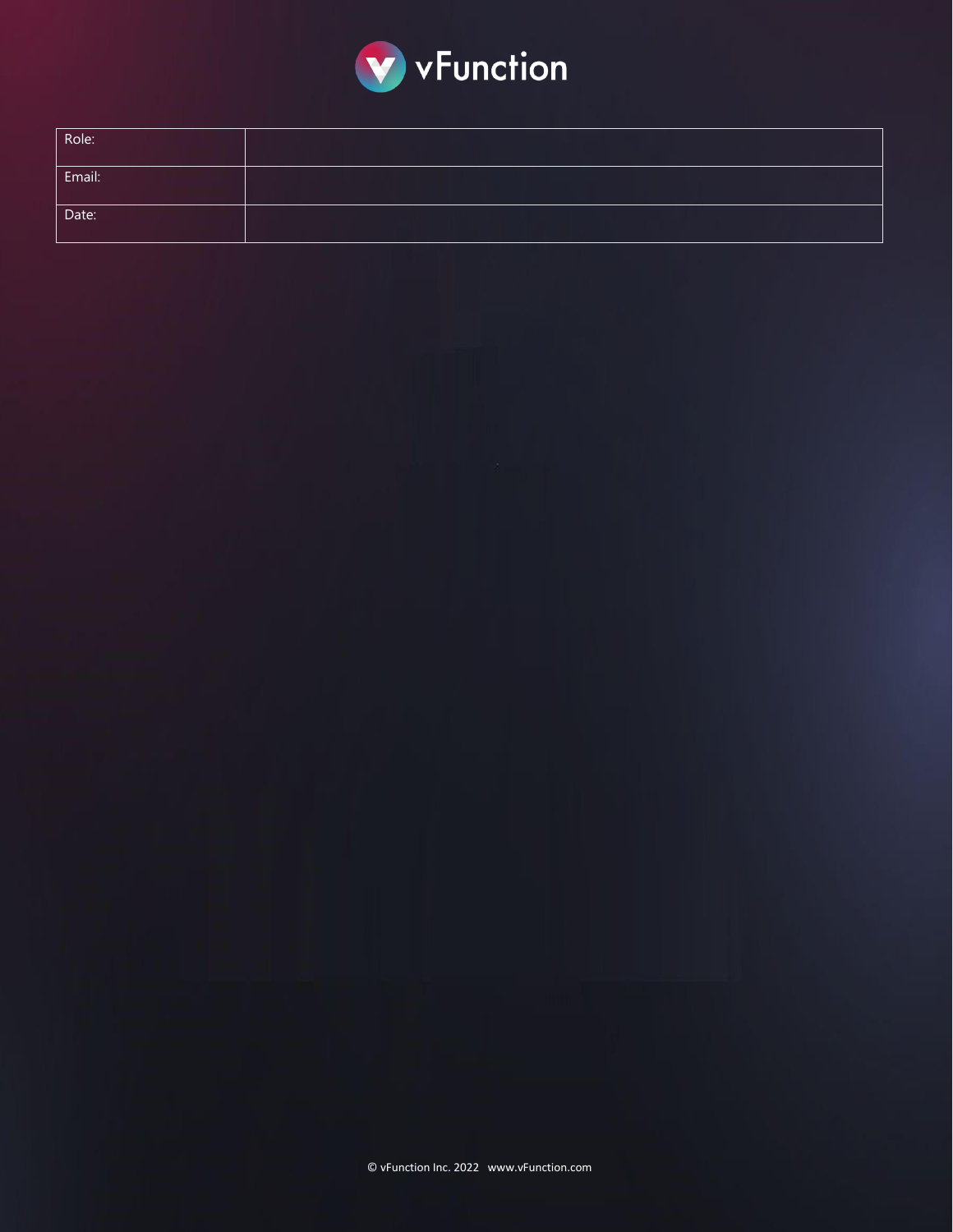| | |
|---|---|
| Role: | |
| Email: | |
| Date: | |

© vFunction Inc. 2022 www.vFunction.com